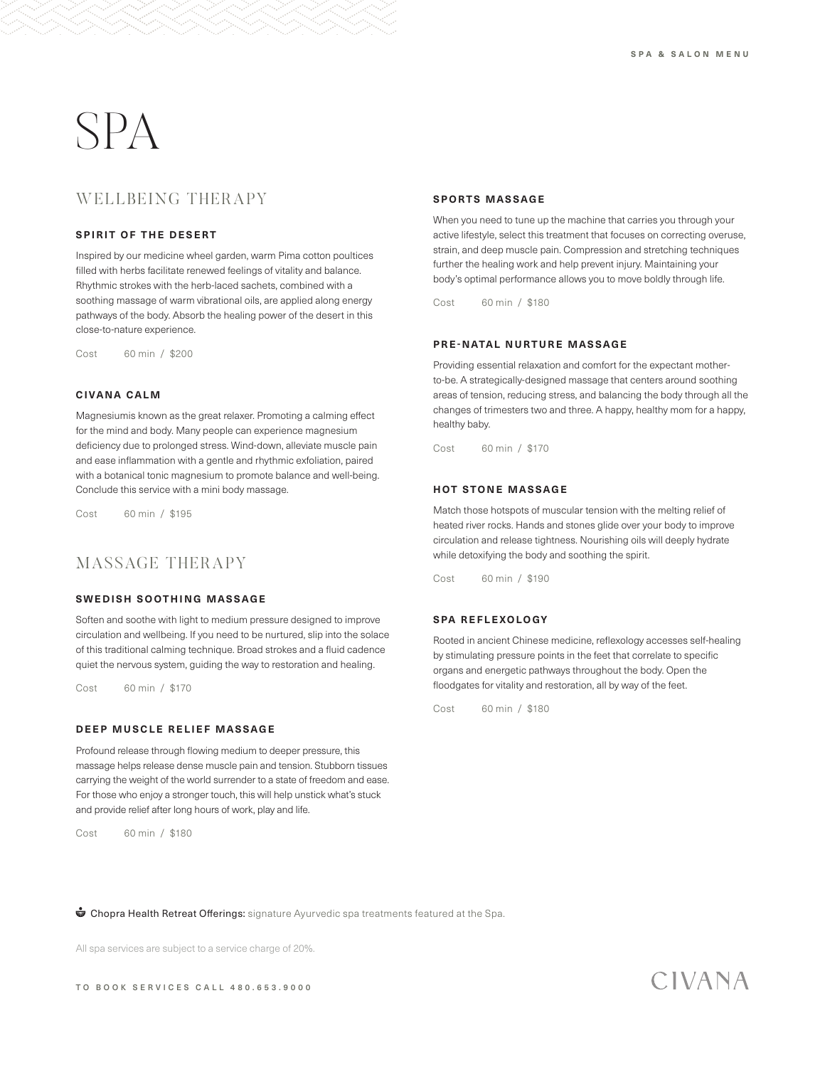# SPA

## WELLBEING THERAPY

### SPIRIT OF THE DESERT

Inspired by our medicine wheel garden, warm Pima cotton poultices filled with herbs facilitate renewed feelings of vitality and balance. Rhythmic strokes with the herb-laced sachets, combined with a soothing massage of warm vibrational oils, are applied along energy pathways of the body. Absorb the healing power of the desert in this close-to-nature experience.

Cost 60 min / $200

### CIVANA CALM

Magnesiumis known as the great relaxer. Promoting a calming effect for the mind and body. Many people can experience magnesium deficiency due to prolonged stress. Wind-down, alleviate muscle pain and ease inflammation with a gentle and rhythmic exfoliation, paired with a botanical tonic magnesium to promote balance and well-being. Conclude this service with a mini body massage.

Cost 60 min / $195

## MASSAGE THERAPY

### SWEDISH SOOTHING MASSAGE

Soften and soothe with light to medium pressure designed to improve circulation and wellbeing. If you need to be nurtured, slip into the solace of this traditional calming technique. Broad strokes and a fluid cadence quiet the nervous system, guiding the way to restoration and healing.

Cost 60 min / $170

### DEEP MUSCLE RELIEF MASSAGE

Profound release through flowing medium to deeper pressure, this massage helps release dense muscle pain and tension. Stubborn tissues carrying the weight of the world surrender to a state of freedom and ease. For those who enjoy a stronger touch, this will help unstick what's stuck and provide relief after long hours of work, play and life.

Cost 60 min / $180

### SPORTS MASSAGE

When you need to tune up the machine that carries you through your active lifestyle, select this treatment that focuses on correcting overuse, strain, and deep muscle pain. Compression and stretching techniques further the healing work and help prevent injury. Maintaining your body's optimal performance allows you to move boldly through life.

Cost 60 min / $180

### PRE-NATAL NURTURE MASSAGE

Providing essential relaxation and comfort for the expectant mother-to-be. A strategically-designed massage that centers around soothing areas of tension, reducing stress, and balancing the body through all the changes of trimesters two and three. A happy, healthy mom for a happy, healthy baby.

Cost 60 min / $170

### HOT STONE MASSAGE

Match those hotspots of muscular tension with the melting relief of heated river rocks. Hands and stones glide over your body to improve circulation and release tightness. Nourishing oils will deeply hydrate while detoxifying the body and soothing the spirit.

Cost 60 min / $190

### SPA REFLEXOLOGY

Rooted in ancient Chinese medicine, reflexology accesses self-healing by stimulating pressure points in the feet that correlate to specific organs and energetic pathways throughout the body. Open the floodgates for vitality and restoration, all by way of the feet.

Cost 60 min / $180

Chopra Health Retreat Offerings: signature Ayurvedic spa treatments featured at the Spa.

All spa services are subject to a service charge of 20%.

TO BOOK SERVICES CALL 480.653.9000

CIVANA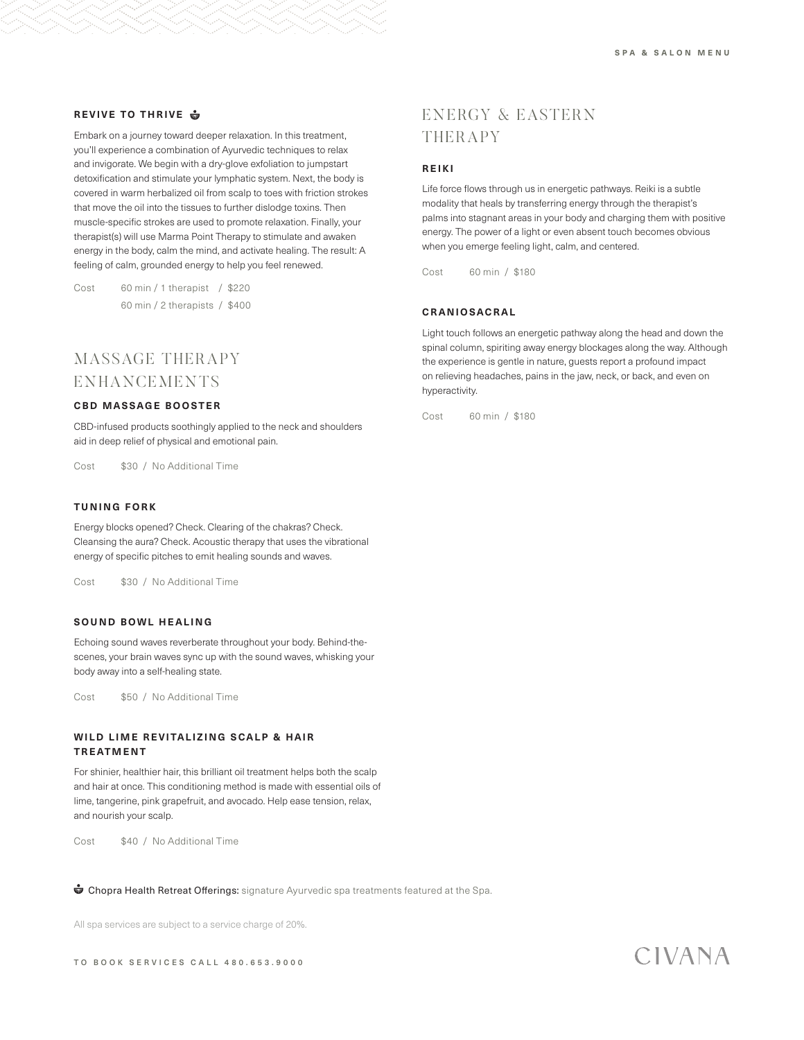### REVIVE TO THRIVE

Embark on a journey toward deeper relaxation. In this treatment, you'll experience a combination of Ayurvedic techniques to relax and invigorate. We begin with a dry-glove exfoliation to jumpstart detoxification and stimulate your lymphatic system. Next, the body is covered in warm herbalized oil from scalp to toes with friction strokes that move the oil into the tissues to further dislodge toxins. Then muscle-specific strokes are used to promote relaxation. Finally, your therapist(s) will use Marma Point Therapy to stimulate and awaken energy in the body, calm the mind, and activate healing. The result: A feeling of calm, grounded energy to help you feel renewed.

Cost 60 min / 1 therapist / $220
60 min / 2 therapists / $400

## MASSAGE THERAPY ENHANCEMENTS

### CBD MASSAGE BOOSTER

CBD-infused products soothingly applied to the neck and shoulders aid in deep relief of physical and emotional pain.

Cost $30 / No Additional Time

### TUNING FORK

Energy blocks opened? Check. Clearing of the chakras? Check. Cleansing the aura? Check. Acoustic therapy that uses the vibrational energy of specific pitches to emit healing sounds and waves.

Cost $30 / No Additional Time

### SOUND BOWL HEALING

Echoing sound waves reverberate throughout your body. Behind-the-scenes, your brain waves sync up with the sound waves, whisking your body away into a self-healing state.

Cost $50 / No Additional Time

### WILD LIME REVITALIZING SCALP & HAIR TREATMENT

For shinier, healthier hair, this brilliant oil treatment helps both the scalp and hair at once. This conditioning method is made with essential oils of lime, tangerine, pink grapefruit, and avocado. Help ease tension, relax, and nourish your scalp.

Cost $40 / No Additional Time

## ENERGY & EASTERN THERAPY

### REIKI

Life force flows through us in energetic pathways. Reiki is a subtle modality that heals by transferring energy through the therapist's palms into stagnant areas in your body and charging them with positive energy. The power of a light or even absent touch becomes obvious when you emerge feeling light, calm, and centered.

Cost 60 min / $180

### CRANIOSACRAL

Light touch follows an energetic pathway along the head and down the spinal column, spiriting away energy blockages along the way. Although the experience is gentle in nature, guests report a profound impact on relieving headaches, pains in the jaw, neck, or back, and even on hyperactivity.

Cost 60 min / $180

Chopra Health Retreat Offerings: signature Ayurvedic spa treatments featured at the Spa.

All spa services are subject to a service charge of 20%.

TO BOOK SERVICES CALL 480.653.9000

CIVANA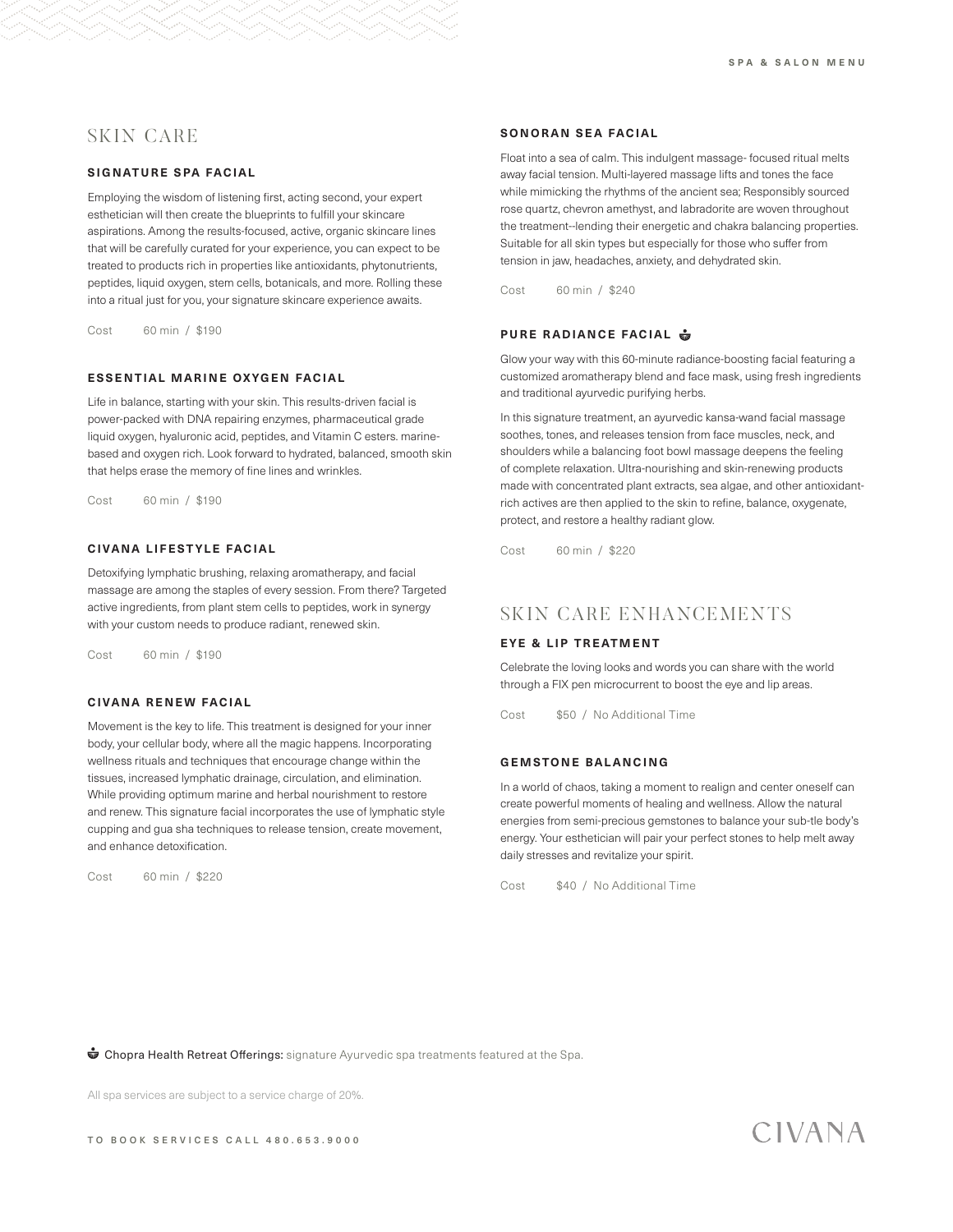## SKIN CARE

### SIGNATURE SPA FACIAL

Employing the wisdom of listening first, acting second, your expert esthetician will then create the blueprints to fulfill your skincare aspirations. Among the results-focused, active, organic skincare lines that will be carefully curated for your experience, you can expect to be treated to products rich in properties like antioxidants, phytonutrients, peptides, liquid oxygen, stem cells, botanicals, and more. Rolling these into a ritual just for you, your signature skincare experience awaits.

Cost 60 min / $190

### ESSENTIAL MARINE OXYGEN FACIAL

Life in balance, starting with your skin. This results-driven facial is power-packed with DNA repairing enzymes, pharmaceutical grade liquid oxygen, hyaluronic acid, peptides, and Vitamin C esters. marine-based and oxygen rich. Look forward to hydrated, balanced, smooth skin that helps erase the memory of fine lines and wrinkles.

Cost 60 min / $190

### CIVANA LIFESTYLE FACIAL

Detoxifying lymphatic brushing, relaxing aromatherapy, and facial massage are among the staples of every session. From there? Targeted active ingredients, from plant stem cells to peptides, work in synergy with your custom needs to produce radiant, renewed skin.

Cost 60 min / $190

### CIVANA RENEW FACIAL

Movement is the key to life. This treatment is designed for your inner body, your cellular body, where all the magic happens. Incorporating wellness rituals and techniques that encourage change within the tissues, increased lymphatic drainage, circulation, and elimination. While providing optimum marine and herbal nourishment to restore and renew. This signature facial incorporates the use of lymphatic style cupping and gua sha techniques to release tension, create movement, and enhance detoxification.

Cost 60 min / $220

### SONORAN SEA FACIAL

Float into a sea of calm. This indulgent massage- focused ritual melts away facial tension. Multi-layered massage lifts and tones the face while mimicking the rhythms of the ancient sea; Responsibly sourced rose quartz, chevron amethyst, and labradorite are woven throughout the treatment--lending their energetic and chakra balancing properties. Suitable for all skin types but especially for those who suffer from tension in jaw, headaches, anxiety, and dehydrated skin.

Cost 60 min / $240

### PURE RADIANCE FACIAL

Glow your way with this 60-minute radiance-boosting facial featuring a customized aromatherapy blend and face mask, using fresh ingredients and traditional ayurvedic purifying herbs.

In this signature treatment, an ayurvedic kansa-wand facial massage soothes, tones, and releases tension from face muscles, neck, and shoulders while a balancing foot bowl massage deepens the feeling of complete relaxation. Ultra-nourishing and skin-renewing products made with concentrated plant extracts, sea algae, and other antioxidant-rich actives are then applied to the skin to refine, balance, oxygenate, protect, and restore a healthy radiant glow.

Cost 60 min / $220

## SKIN CARE ENHANCEMENTS

### EYE & LIP TREATMENT

Celebrate the loving looks and words you can share with the world through a FIX pen microcurrent to boost the eye and lip areas.

Cost $50 / No Additional Time

### GEMSTONE BALANCING

In a world of chaos, taking a moment to realign and center oneself can create powerful moments of healing and wellness. Allow the natural energies from semi-precious gemstones to balance your sub-tle body's energy. Your esthetician will pair your perfect stones to help melt away daily stresses and revitalize your spirit.

Cost $40 / No Additional Time

**Chopra Health Retreat Offerings:** signature Ayurvedic spa treatments featured at the Spa.

All spa services are subject to a service charge of 20%.

TO BOOK SERVICES CALL 480.653.9000

CIVANA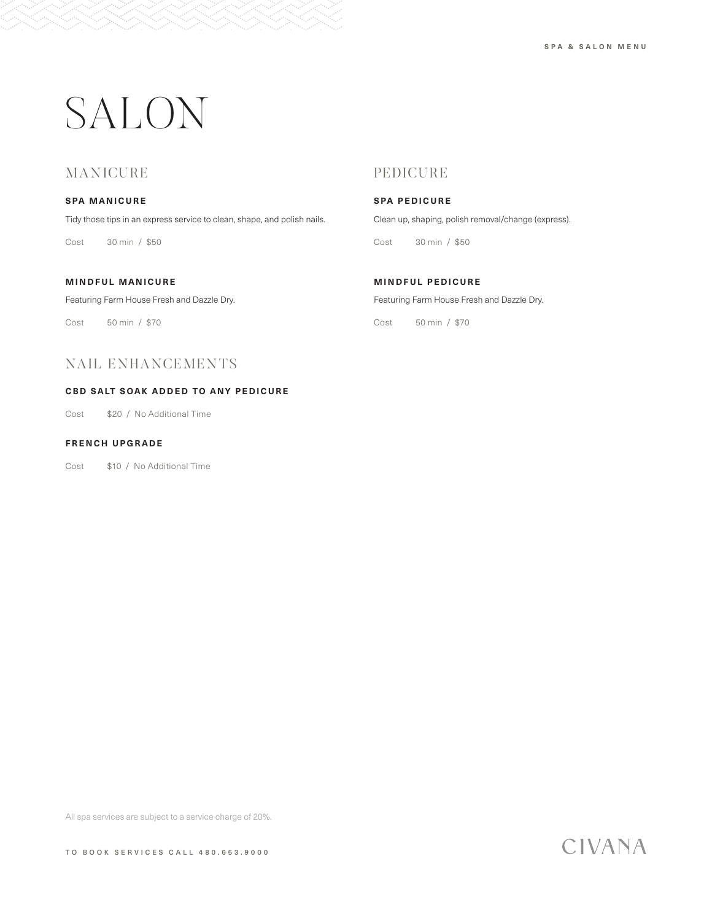# SALON

## MANICURE

### SPA MANICURE

Tidy those tips in an express service to clean, shape, and polish nails.

Cost 30 min / $50

### MINDFUL MANICURE

Featuring Farm House Fresh and Dazzle Dry.

Cost 50 min / $70

## NAIL ENHANCEMENTS

### CBD SALT SOAK ADDED TO ANY PEDICURE

Cost $20 / No Additional Time

### FRENCH UPGRADE

Cost $10 / No Additional Time

## PEDICURE

### SPA PEDICURE

Clean up, shaping, polish removal/change (express).

Cost 30 min / $50

### MINDFUL PEDICURE

Featuring Farm House Fresh and Dazzle Dry.

Cost 50 min / $70

All spa services are subject to a service charge of 20%.

TO BOOK SERVICES CALL 480.653.9000

CIVANA